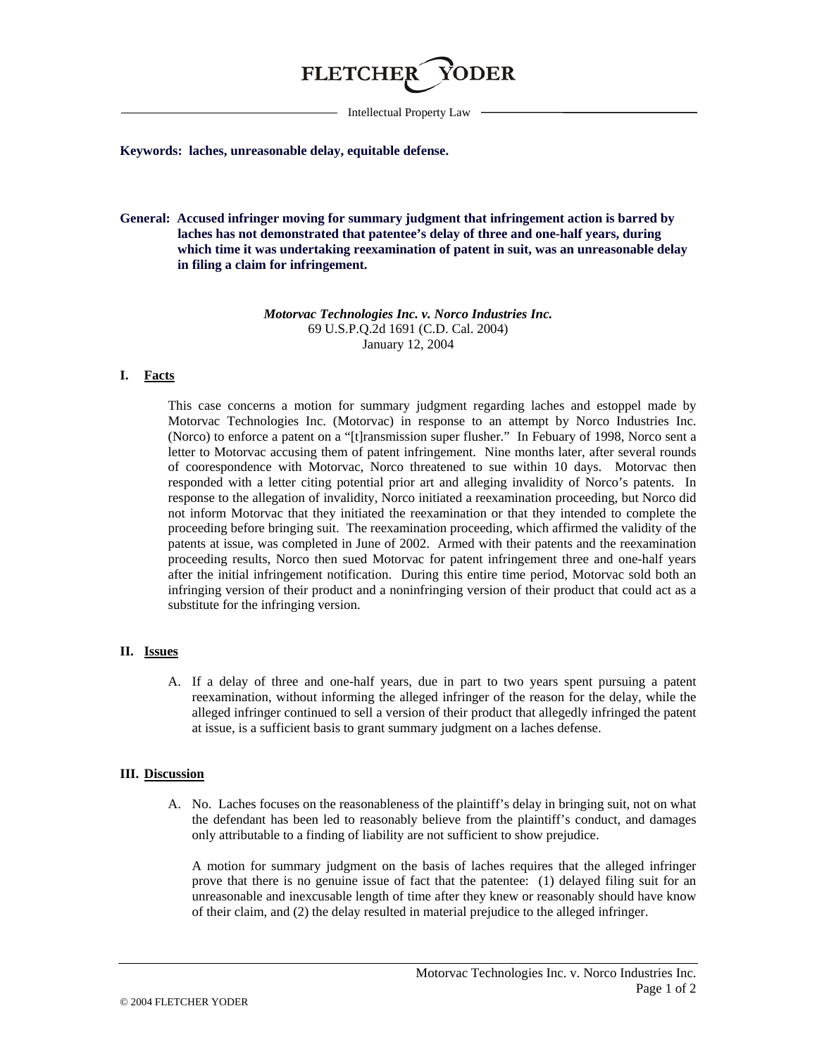# FLETCHER YODER

Intellectual Property Law

**Keywords: laches, unreasonable delay, equitable defense.**

**General: Accused infringer moving for summary judgment that infringement action is barred by laches has not demonstrated that patentee's delay of three and one-half years, during which time it was undertaking reexamination of patent in suit, was an unreasonable delay in filing a claim for infringement.**

***Motorvac Technologies Inc. v. Norco Industries Inc.***
69 U.S.P.Q.2d 1691 (C.D. Cal. 2004)
January 12, 2004

## I. Facts

This case concerns a motion for summary judgment regarding laches and estoppel made by Motorvac Technologies Inc. (Motorvac) in response to an attempt by Norco Industries Inc. (Norco) to enforce a patent on a "[t]ransmission super flusher." In Febuary of 1998, Norco sent a letter to Motorvac accusing them of patent infringement. Nine months later, after several rounds of coorespondence with Motorvac, Norco threatened to sue within 10 days. Motorvac then responded with a letter citing potential prior art and alleging invalidity of Norco's patents. In response to the allegation of invalidity, Norco initiated a reexamination proceeding, but Norco did not inform Motorvac that they initiated the reexamination or that they intended to complete the proceeding before bringing suit. The reexamination proceeding, which affirmed the validity of the patents at issue, was completed in June of 2002. Armed with their patents and the reexamination proceeding results, Norco then sued Motorvac for patent infringement three and one-half years after the initial infringement notification. During this entire time period, Motorvac sold both an infringing version of their product and a noninfringing version of their product that could act as a substitute for the infringing version.

## II. Issues

A. If a delay of three and one-half years, due in part to two years spent pursuing a patent reexamination, without informing the alleged infringer of the reason for the delay, while the alleged infringer continued to sell a version of their product that allegedly infringed the patent at issue, is a sufficient basis to grant summary judgment on a laches defense.

## III. Discussion

A. No. Laches focuses on the reasonableness of the plaintiff's delay in bringing suit, not on what the defendant has been led to reasonably believe from the plaintiff's conduct, and damages only attributable to a finding of liability are not sufficient to show prejudice.

A motion for summary judgment on the basis of laches requires that the alleged infringer prove that there is no genuine issue of fact that the patentee: (1) delayed filing suit for an unreasonable and inexcusable length of time after they knew or reasonably should have know of their claim, and (2) the delay resulted in material prejudice to the alleged infringer.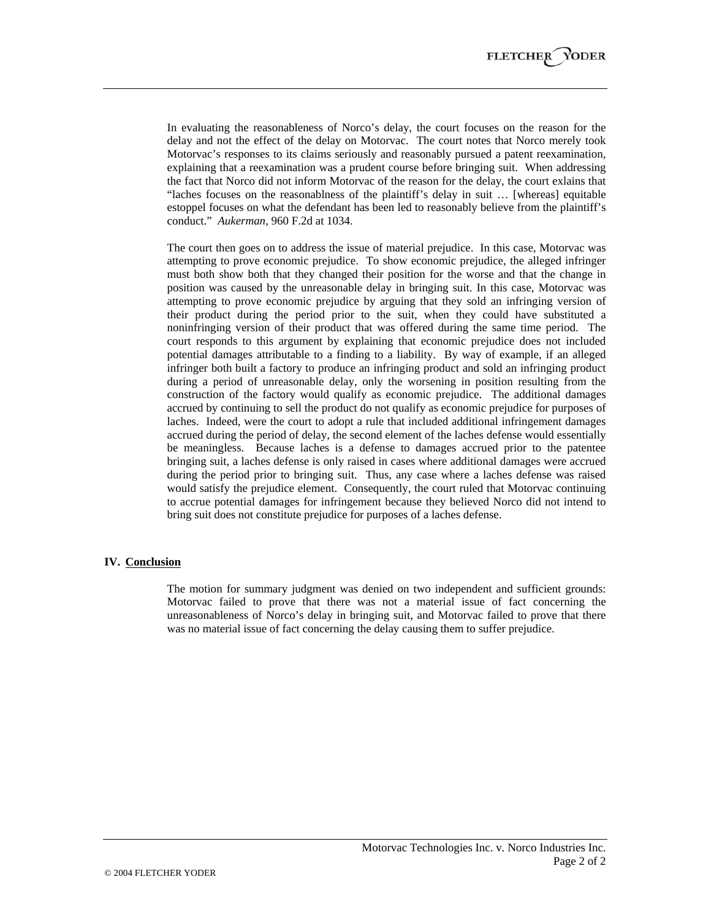In evaluating the reasonableness of Norco's delay, the court focuses on the reason for the delay and not the effect of the delay on Motorvac. The court notes that Norco merely took Motorvac's responses to its claims seriously and reasonably pursued a patent reexamination, explaining that a reexamination was a prudent course before bringing suit. When addressing the fact that Norco did not inform Motorvac of the reason for the delay, the court exlains that "laches focuses on the reasonablness of the plaintiff's delay in suit … [whereas] equitable estoppel focuses on what the defendant has been led to reasonably believe from the plaintiff's conduct." *Aukerman*, 960 F.2d at 1034.

The court then goes on to address the issue of material prejudice. In this case, Motorvac was attempting to prove economic prejudice. To show economic prejudice, the alleged infringer must both show both that they changed their position for the worse and that the change in position was caused by the unreasonable delay in bringing suit. In this case, Motorvac was attempting to prove economic prejudice by arguing that they sold an infringing version of their product during the period prior to the suit, when they could have substituted a noninfringing version of their product that was offered during the same time period. The court responds to this argument by explaining that economic prejudice does not included potential damages attributable to a finding to a liability. By way of example, if an alleged infringer both built a factory to produce an infringing product and sold an infringing product during a period of unreasonable delay, only the worsening in position resulting from the construction of the factory would qualify as economic prejudice. The additional damages accrued by continuing to sell the product do not qualify as economic prejudice for purposes of laches. Indeed, were the court to adopt a rule that included additional infringement damages accrued during the period of delay, the second element of the laches defense would essentially be meaningless. Because laches is a defense to damages accrued prior to the patentee bringing suit, a laches defense is only raised in cases where additional damages were accrued during the period prior to bringing suit. Thus, any case where a laches defense was raised would satisfy the prejudice element. Consequently, the court ruled that Motorvac continuing to accrue potential damages for infringement because they believed Norco did not intend to bring suit does not constitute prejudice for purposes of a laches defense.

## IV. Conclusion

The motion for summary judgment was denied on two independent and sufficient grounds: Motorvac failed to prove that there was not a material issue of fact concerning the unreasonableness of Norco's delay in bringing suit, and Motorvac failed to prove that there was no material issue of fact concerning the delay causing them to suffer prejudice.